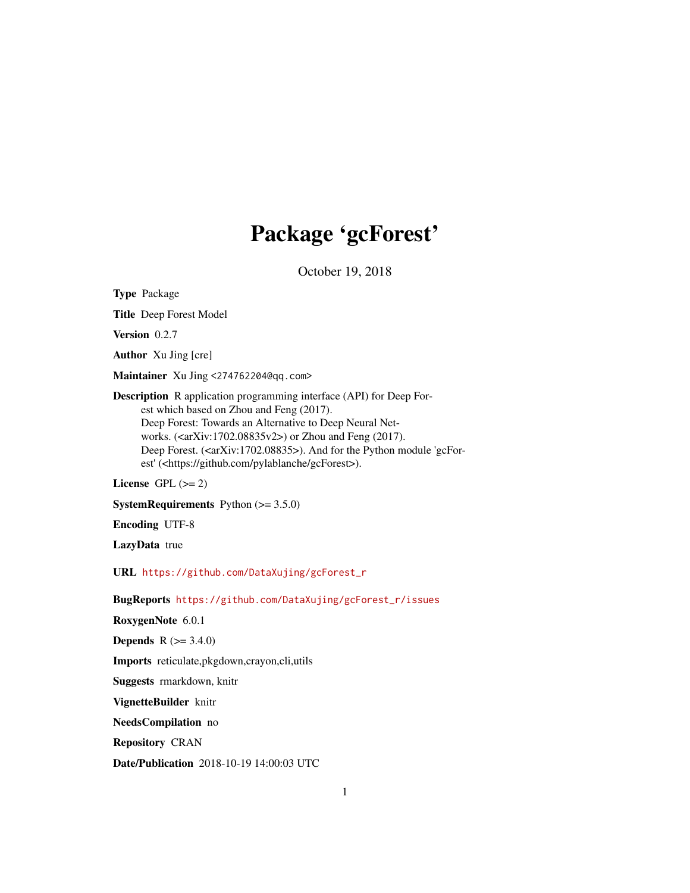# Package ‘gcForest’

October 19, 2018

**Type** Package

**Title** Deep Forest Model

**Version** 0.2.7

**Author** Xu Jing [cre]

**Maintainer** Xu Jing <274762204@qq.com>

**Description** R application programming interface (API) for Deep Forest which based on Zhou and Feng (2017). Deep Forest: Towards an Alternative to Deep Neural Networks. (<arXiv:1702.08835v2>) or Zhou and Feng (2017). Deep Forest. (<arXiv:1702.08835>). And for the Python module 'gcForest' (<https://github.com/pylablanche/gcForest>).

**License** GPL (>= 2)

**SystemRequirements** Python (>= 3.5.0)

**Encoding** UTF-8

**LazyData** true

**URL** https://github.com/DataXujing/gcForest_r

**BugReports** https://github.com/DataXujing/gcForest_r/issues

**RoxygenNote** 6.0.1

**Depends** R (>= 3.4.0)

**Imports** reticulate,pkgdown,crayon,cli,utils

**Suggests** rmarkdown, knitr

**VignetteBuilder** knitr

**NeedsCompilation** no

**Repository** CRAN

**Date/Publication** 2018-10-19 14:00:03 UTC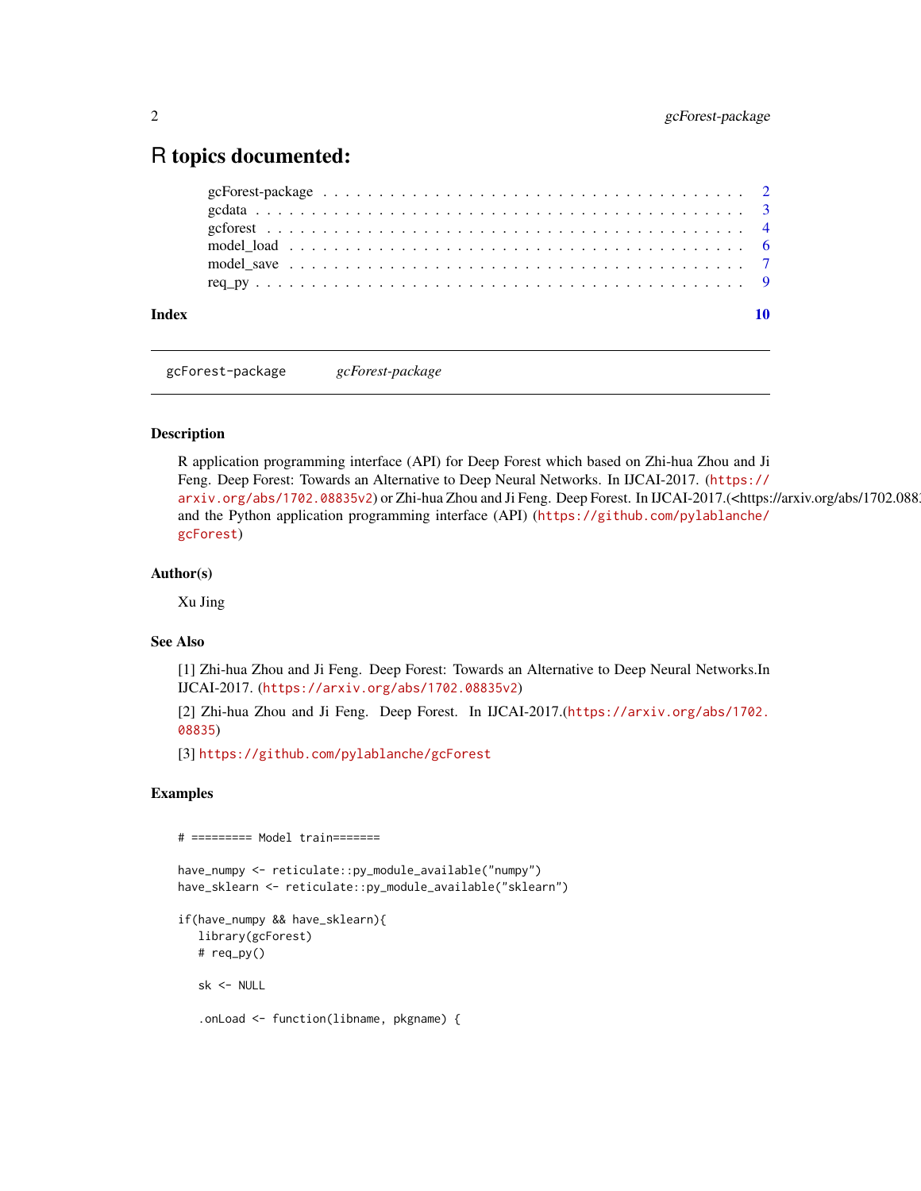# R topics documented:

gcForest-package . . . . . . . . . . . . . . . . . . . . . . . . . . . . . . . . . . . . 2
gcdata . . . . . . . . . . . . . . . . . . . . . . . . . . . . . . . . . . . . . . . . . 3
gcforest . . . . . . . . . . . . . . . . . . . . . . . . . . . . . . . . . . . . . . . . 4
model_load . . . . . . . . . . . . . . . . . . . . . . . . . . . . . . . . . . . . . . . 6
model_save . . . . . . . . . . . . . . . . . . . . . . . . . . . . . . . . . . . . . . . 7
req_py . . . . . . . . . . . . . . . . . . . . . . . . . . . . . . . . . . . . . . . . . 9

**Index** **10**

---

gcForest-package *gcForest-package*

---

### Description

R application programming interface (API) for Deep Forest which based on Zhi-hua Zhou and Ji Feng. Deep Forest: Towards an Alternative to Deep Neural Networks. In IJCAI-2017. (https://arxiv.org/abs/1702.08835v2) or Zhi-hua Zhou and Ji Feng. Deep Forest. In IJCAI-2017.(<https://arxiv.org/abs/1702.088 and the Python application programming interface (API) (https://github.com/pylablanche/gcForest)

### Author(s)

Xu Jing

### See Also

[1] Zhi-hua Zhou and Ji Feng. Deep Forest: Towards an Alternative to Deep Neural Networks.In IJCAI-2017. (https://arxiv.org/abs/1702.08835v2)

[2] Zhi-hua Zhou and Ji Feng. Deep Forest. In IJCAI-2017.(https://arxiv.org/abs/1702.08835)

[3] https://github.com/pylablanche/gcForest

### Examples

```
# ========= Model train=======

have_numpy <- reticulate::py_module_available("numpy")
have_sklearn <- reticulate::py_module_available("sklearn")

if(have_numpy && have_sklearn){
   library(gcForest)
   # req_py()

   sk <- NULL

   .onLoad <- function(libname, pkgname) {
```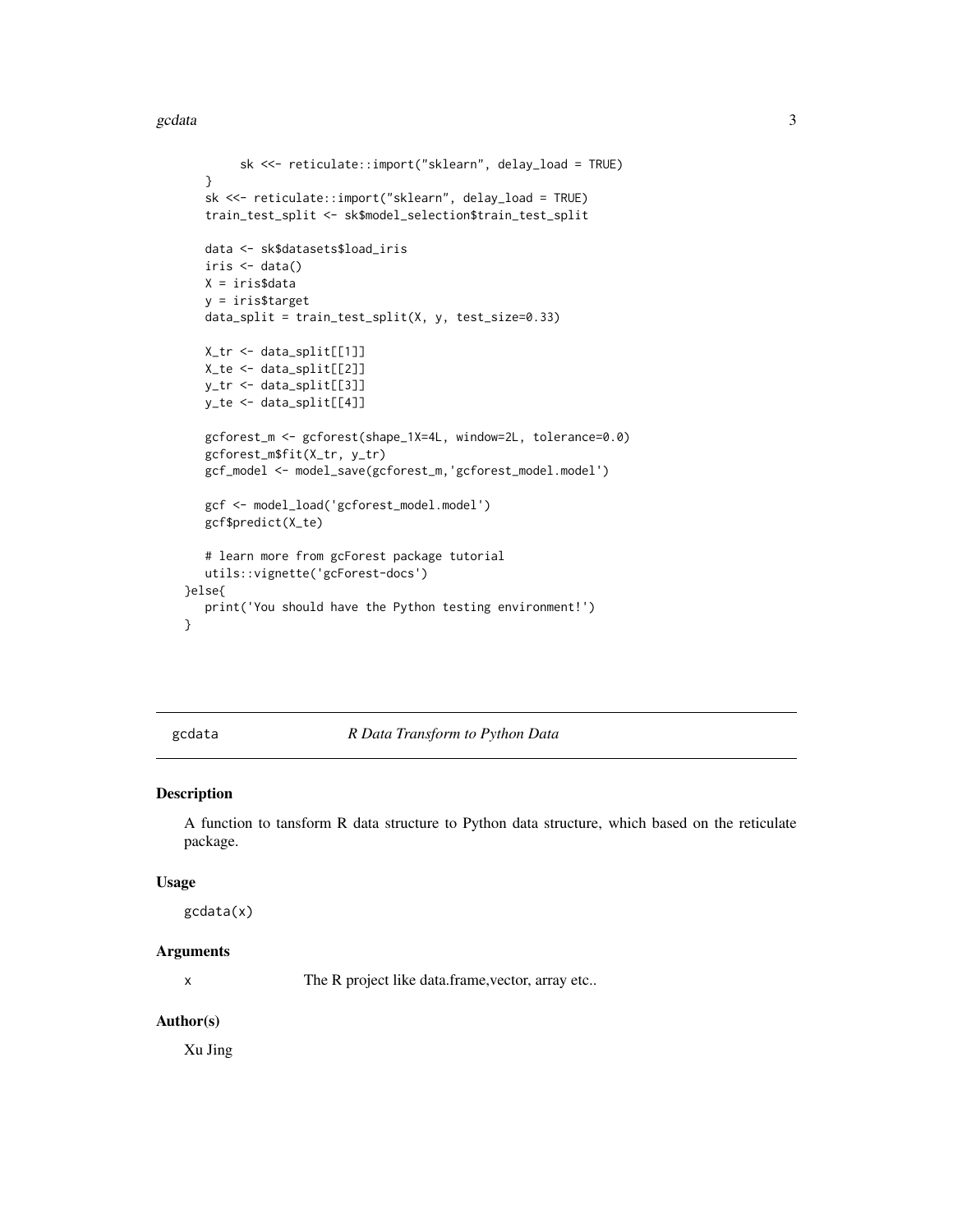```
        sk <<- reticulate::import("sklearn", delay_load = TRUE)
    }
    sk <<- reticulate::import("sklearn", delay_load = TRUE)
    train_test_split <- sk$model_selection$train_test_split

    data <- sk$datasets$load_iris
    iris <- data()
    X = iris$data
    y = iris$target
    data_split = train_test_split(X, y, test_size=0.33)

    X_tr <- data_split[[1]]
    X_te <- data_split[[2]]
    y_tr <- data_split[[3]]
    y_te <- data_split[[4]]

    gcforest_m <- gcforest(shape_1X=4L, window=2L, tolerance=0.0)
    gcforest_m$fit(X_tr, y_tr)
    gcf_model <- model_save(gcforest_m,'gcforest_model.model')

    gcf <- model_load('gcforest_model.model')
    gcf$predict(X_te)

    # learn more from gcForest package tutorial
    utils::vignette('gcForest-docs')
}else{
    print('You should have the Python testing environment!')
}
```

---

## gcdata *R Data Transform to Python Data*

### Description

A function to tansform R data structure to Python data structure, which based on the reticulate package.

### Usage

```
gcdata(x)
```

### Arguments

| | |
|---|---|
| x | The R project like data.frame,vector, array etc.. |

### Author(s)

Xu Jing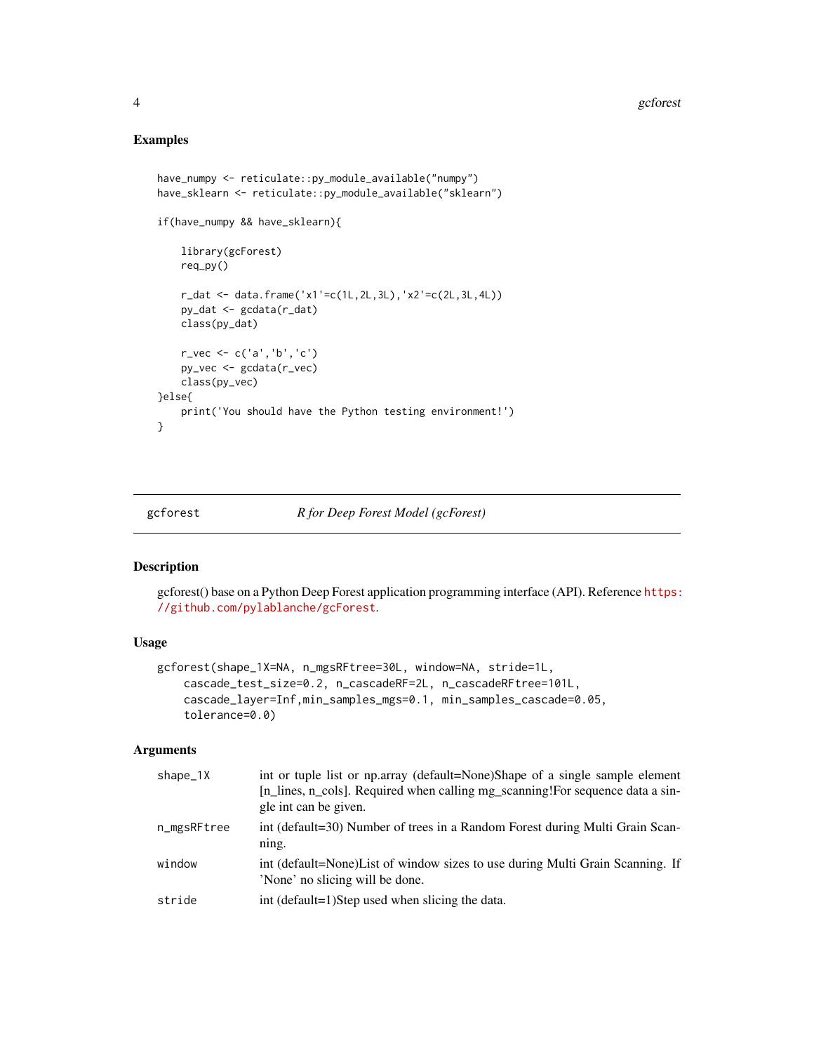### Examples

```
have_numpy <- reticulate::py_module_available("numpy")
have_sklearn <- reticulate::py_module_available("sklearn")

if(have_numpy && have_sklearn){

    library(gcForest)
    req_py()

    r_dat <- data.frame('x1'=c(1L,2L,3L),'x2'=c(2L,3L,4L))
    py_dat <- gcdata(r_dat)
    class(py_dat)

    r_vec <- c('a','b','c')
    py_vec <- gcdata(r_vec)
    class(py_vec)
}else{
    print('You should have the Python testing environment!')
}
```

---

## gcforest — *R for Deep Forest Model (gcForest)*

### Description

gcforest() base on a Python Deep Forest application programming interface (API). Reference https://github.com/pylablanche/gcForest.

### Usage

```
gcforest(shape_1X=NA, n_mgsRFtree=30L, window=NA, stride=1L,
    cascade_test_size=0.2, n_cascadeRF=2L, n_cascadeRFtree=101L,
    cascade_layer=Inf,min_samples_mgs=0.1, min_samples_cascade=0.05,
    tolerance=0.0)
```

### Arguments

| | |
|---|---|
| shape_1X | int or tuple list or np.array (default=None)Shape of a single sample element [n_lines, n_cols]. Required when calling mg_scanning!For sequence data a single int can be given. |
| n_mgsRFtree | int (default=30) Number of trees in a Random Forest during Multi Grain Scanning. |
| window | int (default=None)List of window sizes to use during Multi Grain Scanning. If 'None' no slicing will be done. |
| stride | int (default=1)Step used when slicing the data. |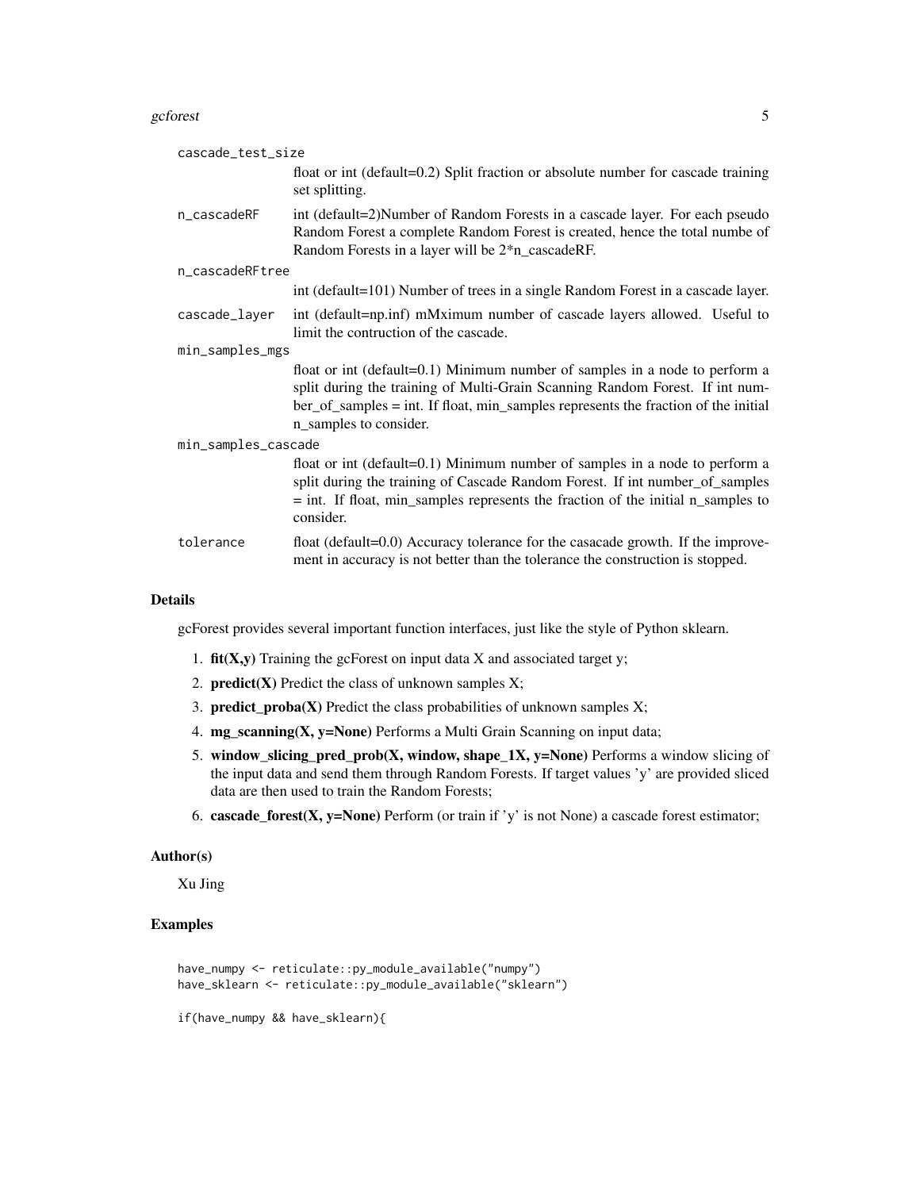cascade_test_size
: float or int (default=0.2) Split fraction or absolute number for cascade training set splitting.

n_cascadeRF
: int (default=2)Number of Random Forests in a cascade layer. For each pseudo Random Forest a complete Random Forest is created, hence the total numbe of Random Forests in a layer will be 2*n_cascadeRF.

n_cascadeRFtree
: int (default=101) Number of trees in a single Random Forest in a cascade layer.

cascade_layer
: int (default=np.inf) mMximum number of cascade layers allowed. Useful to limit the contruction of the cascade.

min_samples_mgs
: float or int (default=0.1) Minimum number of samples in a node to perform a split during the training of Multi-Grain Scanning Random Forest. If int number_of_samples = int. If float, min_samples represents the fraction of the initial n_samples to consider.

min_samples_cascade
: float or int (default=0.1) Minimum number of samples in a node to perform a split during the training of Cascade Random Forest. If int number_of_samples = int. If float, min_samples represents the fraction of the initial n_samples to consider.

tolerance
: float (default=0.0) Accuracy tolerance for the casacade growth. If the improvement in accuracy is not better than the tolerance the construction is stopped.

## Details

gcForest provides several important function interfaces, just like the style of Python sklearn.

1. **fit(X,y)** Training the gcForest on input data X and associated target y;
2. **predict(X)** Predict the class of unknown samples X;
3. **predict_proba(X)** Predict the class probabilities of unknown samples X;
4. **mg_scanning(X, y=None)** Performs a Multi Grain Scanning on input data;
5. **window_slicing_pred_prob(X, window, shape_1X, y=None)** Performs a window slicing of the input data and send them through Random Forests. If target values 'y' are provided sliced data are then used to train the Random Forests;
6. **cascade_forest(X, y=None)** Perform (or train if 'y' is not None) a cascade forest estimator;

## Author(s)

Xu Jing

## Examples

```
have_numpy <- reticulate::py_module_available("numpy")
have_sklearn <- reticulate::py_module_available("sklearn")

if(have_numpy && have_sklearn){
```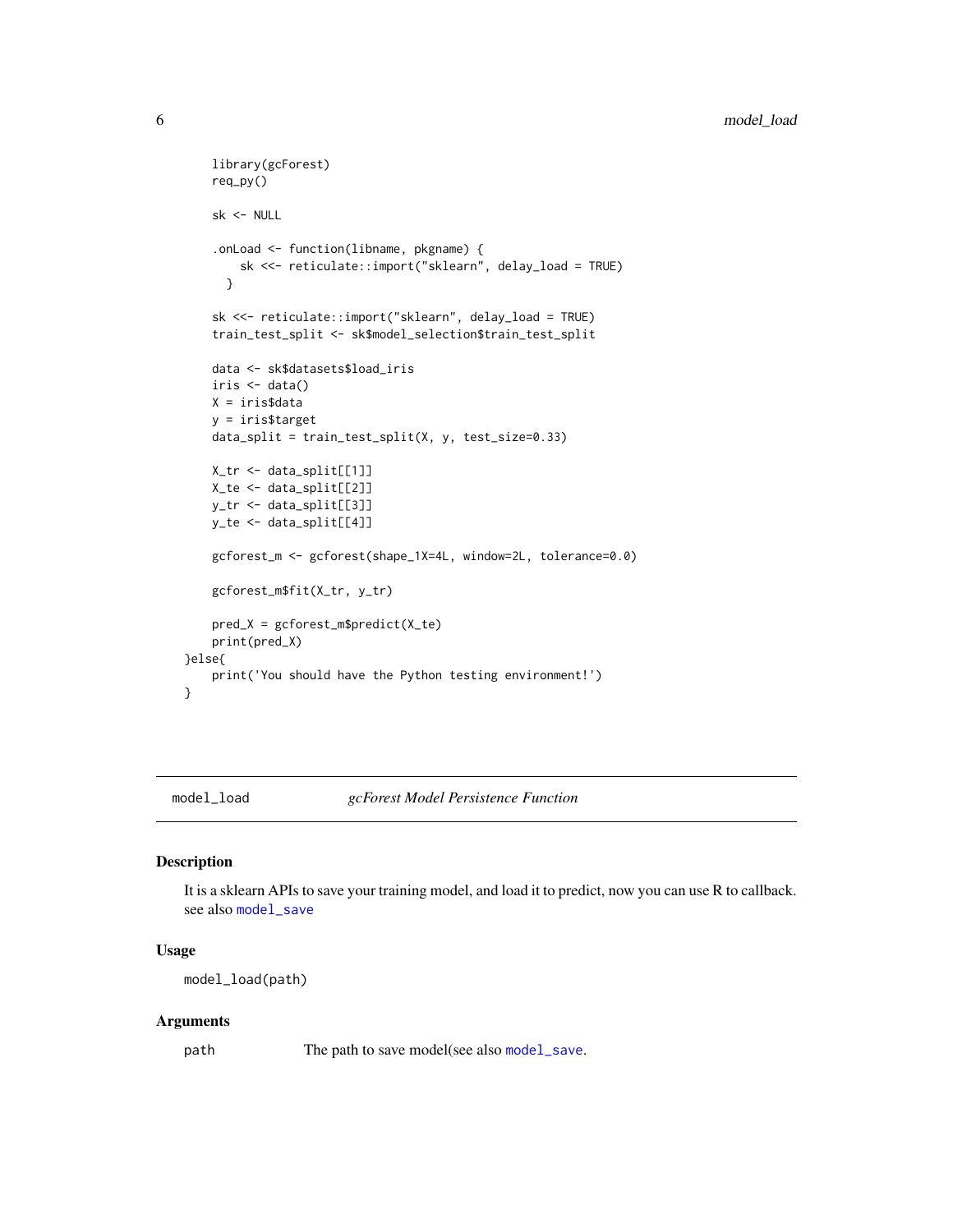```
    library(gcForest)
    req_py()

    sk <- NULL

    .onLoad <- function(libname, pkgname) {
        sk <<- reticulate::import("sklearn", delay_load = TRUE)
      }

    sk <<- reticulate::import("sklearn", delay_load = TRUE)
    train_test_split <- sk$model_selection$train_test_split

    data <- sk$datasets$load_iris
    iris <- data()
    X = iris$data
    y = iris$target
    data_split = train_test_split(X, y, test_size=0.33)

    X_tr <- data_split[[1]]
    X_te <- data_split[[2]]
    y_tr <- data_split[[3]]
    y_te <- data_split[[4]]

    gcforest_m <- gcforest(shape_1X=4L, window=2L, tolerance=0.0)

    gcforest_m$fit(X_tr, y_tr)

    pred_X = gcforest_m$predict(X_te)
    print(pred_X)
}else{
    print('You should have the Python testing environment!')
}
```

## model_load *gcForest Model Persistence Function*

### Description

It is a sklearn APIs to save your training model, and load it to predict, now you can use R to callback. see also `model_save`

### Usage

```
model_load(path)
```

### Arguments

| | |
|---|---|
| path | The path to save model(see also `model_save`. |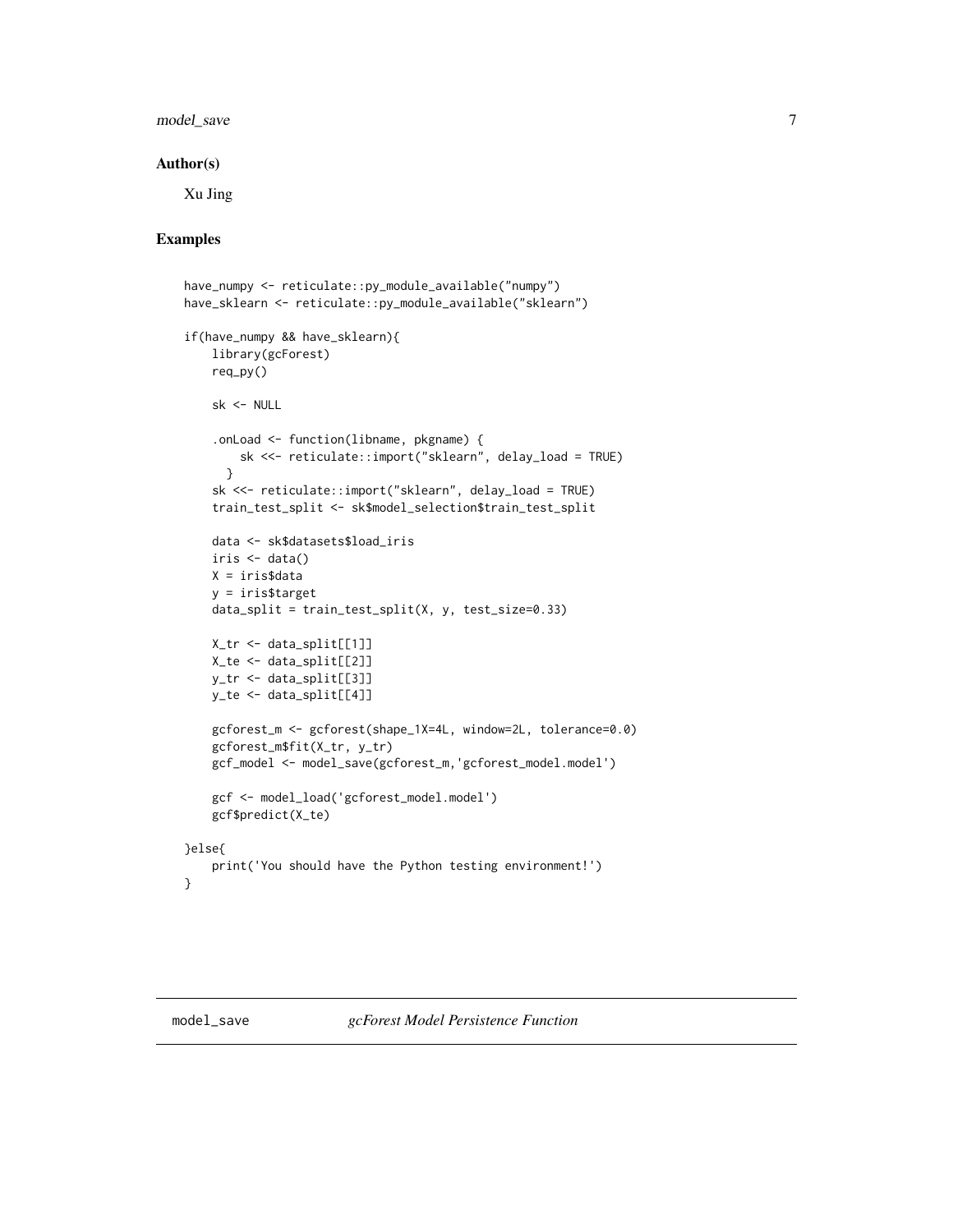## Author(s)

Xu Jing

## Examples

```
have_numpy <- reticulate::py_module_available("numpy")
have_sklearn <- reticulate::py_module_available("sklearn")

if(have_numpy && have_sklearn){
    library(gcForest)
    req_py()

    sk <- NULL

    .onLoad <- function(libname, pkgname) {
        sk <<- reticulate::import("sklearn", delay_load = TRUE)
      }
    sk <<- reticulate::import("sklearn", delay_load = TRUE)
    train_test_split <- sk$model_selection$train_test_split

    data <- sk$datasets$load_iris
    iris <- data()
    X = iris$data
    y = iris$target
    data_split = train_test_split(X, y, test_size=0.33)

    X_tr <- data_split[[1]]
    X_te <- data_split[[2]]
    y_tr <- data_split[[3]]
    y_te <- data_split[[4]]

    gcforest_m <- gcforest(shape_1X=4L, window=2L, tolerance=0.0)
    gcforest_m$fit(X_tr, y_tr)
    gcf_model <- model_save(gcforest_m,'gcforest_model.model')

    gcf <- model_load('gcforest_model.model')
    gcf$predict(X_te)

}else{
    print('You should have the Python testing environment!')
}
```

---

`model_save` *gcForest Model Persistence Function*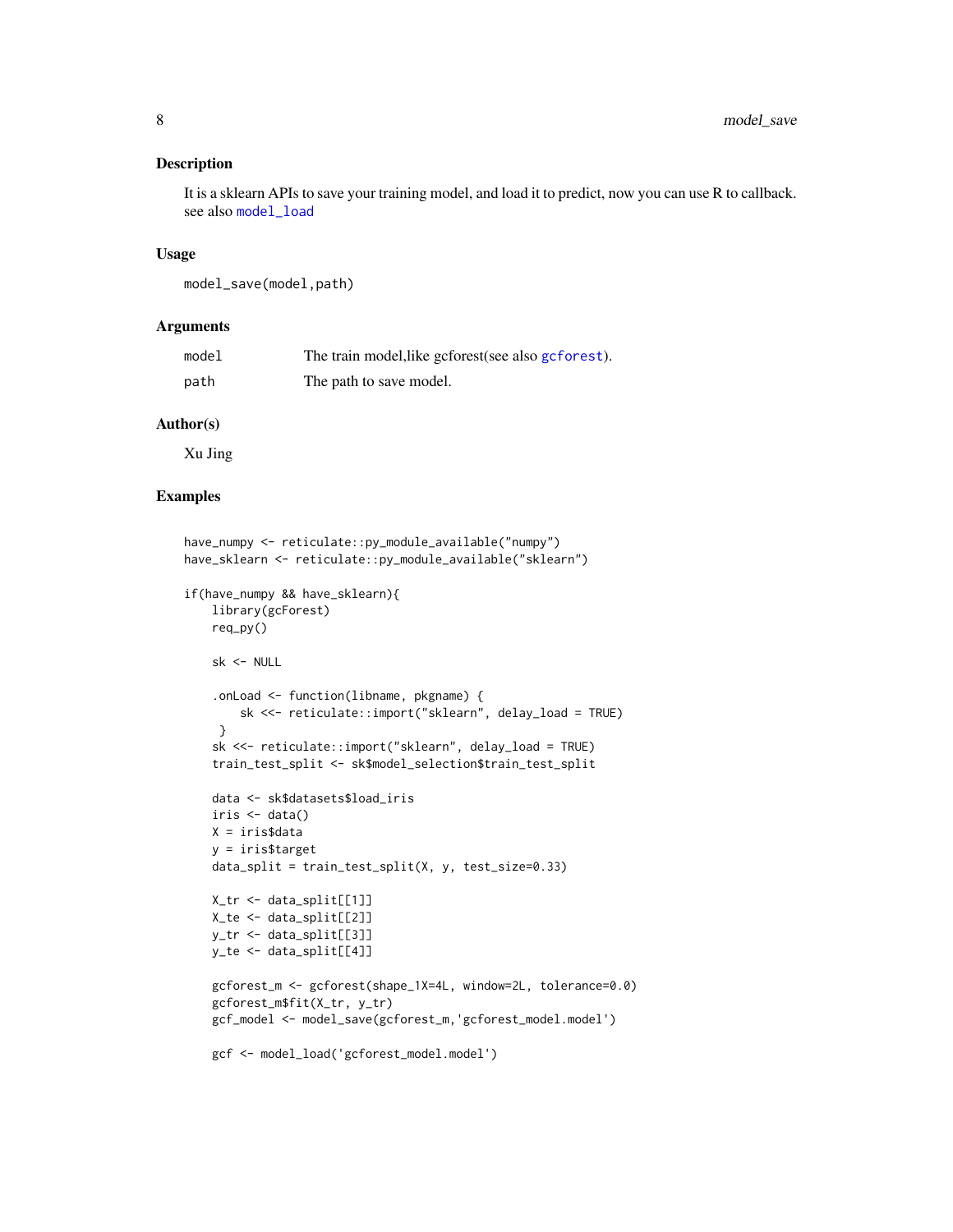## Description

It is a sklearn APIs to save your training model, and load it to predict, now you can use R to callback. see also `model_load`

## Usage

```
model_save(model,path)
```

## Arguments

| | |
|---|---|
| model | The train model,like gcforest(see also `gcforest`). |
| path | The path to save model. |

## Author(s)

Xu Jing

## Examples

```
have_numpy <- reticulate::py_module_available("numpy")
have_sklearn <- reticulate::py_module_available("sklearn")

if(have_numpy && have_sklearn){
    library(gcForest)
    req_py()

    sk <- NULL

    .onLoad <- function(libname, pkgname) {
        sk <<- reticulate::import("sklearn", delay_load = TRUE)
     }
    sk <<- reticulate::import("sklearn", delay_load = TRUE)
    train_test_split <- sk$model_selection$train_test_split

    data <- sk$datasets$load_iris
    iris <- data()
    X = iris$data
    y = iris$target
    data_split = train_test_split(X, y, test_size=0.33)

    X_tr <- data_split[[1]]
    X_te <- data_split[[2]]
    y_tr <- data_split[[3]]
    y_te <- data_split[[4]]

    gcforest_m <- gcforest(shape_1X=4L, window=2L, tolerance=0.0)
    gcforest_m$fit(X_tr, y_tr)
    gcf_model <- model_save(gcforest_m,'gcforest_model.model')

    gcf <- model_load('gcforest_model.model')
```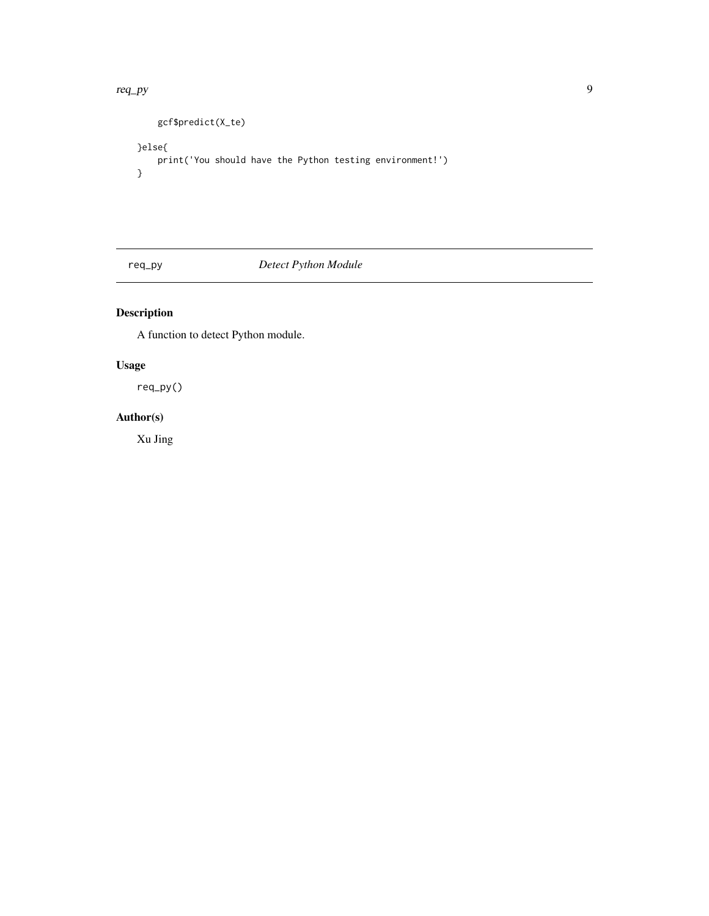```
    gcf$predict(X_te)

}else{
    print('You should have the Python testing environment!')
}
```

## req_py    *Detect Python Module*

### Description

A function to detect Python module.

### Usage

```
req_py()
```

### Author(s)

Xu Jing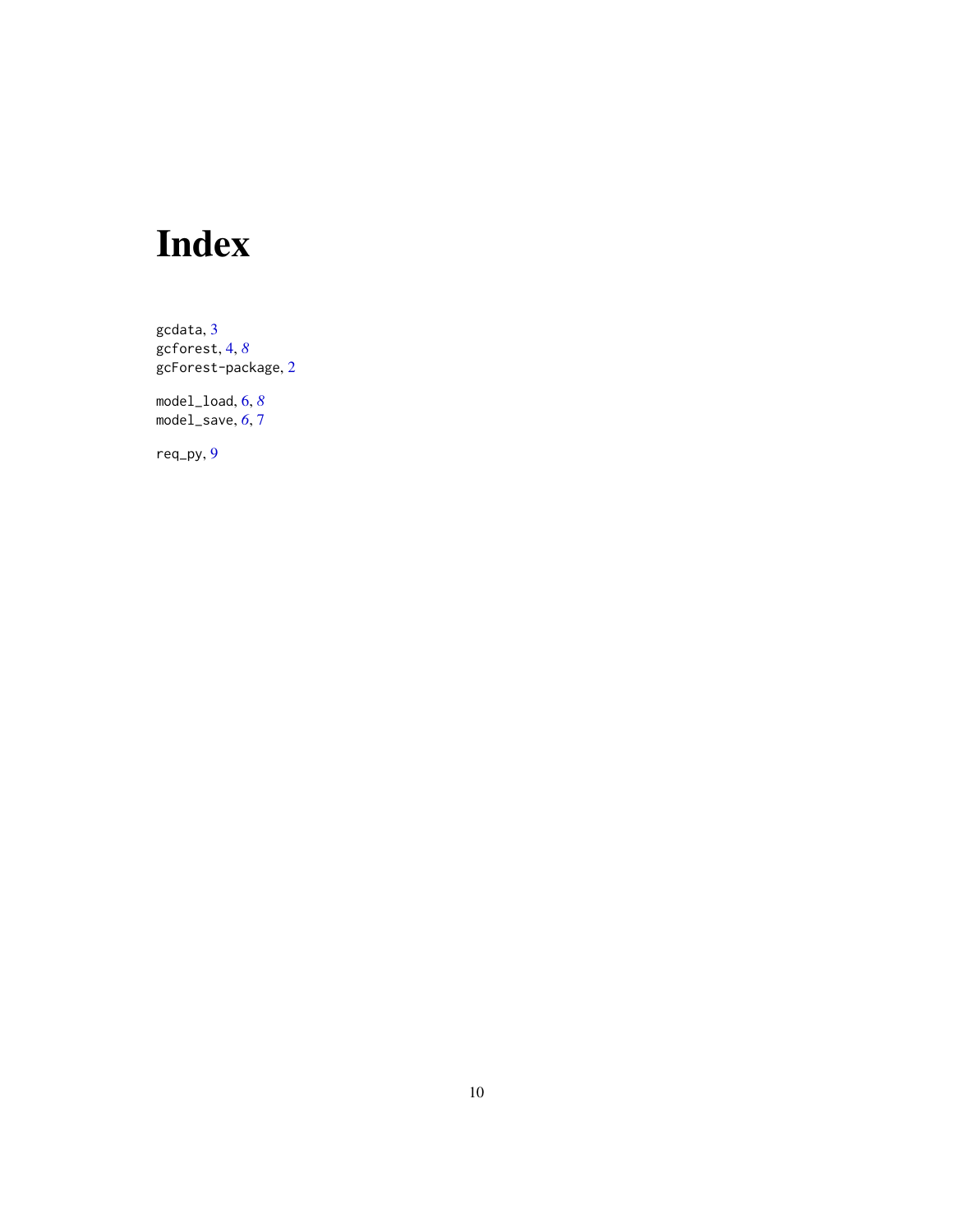# Index

gcdata, 3
gcforest, 4, *8*
gcForest-package, 2

model_load, 6, *8*
model_save, *6*, 7

req_py, 9